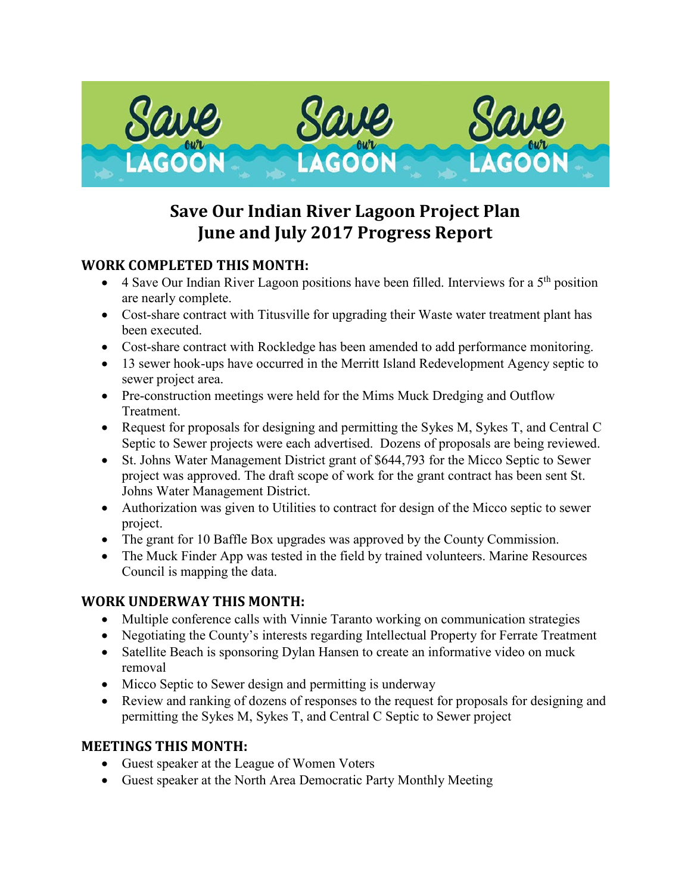# Save Our Indian River Lagoon Project Plan
# June and July 2017 Progress Report

## WORK COMPLETED THIS MONTH:

- 4 Save Our Indian River Lagoon positions have been filled. Interviews for a 5th position are nearly complete.
- Cost-share contract with Titusville for upgrading their Waste water treatment plant has been executed.
- Cost-share contract with Rockledge has been amended to add performance monitoring.
- 13 sewer hook-ups have occurred in the Merritt Island Redevelopment Agency septic to sewer project area.
- Pre-construction meetings were held for the Mims Muck Dredging and Outflow Treatment.
- Request for proposals for designing and permitting the Sykes M, Sykes T, and Central C Septic to Sewer projects were each advertised. Dozens of proposals are being reviewed.
- St. Johns Water Management District grant of $644,793 for the Micco Septic to Sewer project was approved. The draft scope of work for the grant contract has been sent St. Johns Water Management District.
- Authorization was given to Utilities to contract for design of the Micco septic to sewer project.
- The grant for 10 Baffle Box upgrades was approved by the County Commission.
- The Muck Finder App was tested in the field by trained volunteers. Marine Resources Council is mapping the data.

## WORK UNDERWAY THIS MONTH:

- Multiple conference calls with Vinnie Taranto working on communication strategies
- Negotiating the County's interests regarding Intellectual Property for Ferrate Treatment
- Satellite Beach is sponsoring Dylan Hansen to create an informative video on muck removal
- Micco Septic to Sewer design and permitting is underway
- Review and ranking of dozens of responses to the request for proposals for designing and permitting the Sykes M, Sykes T, and Central C Septic to Sewer project

## MEETINGS THIS MONTH:

- Guest speaker at the League of Women Voters
- Guest speaker at the North Area Democratic Party Monthly Meeting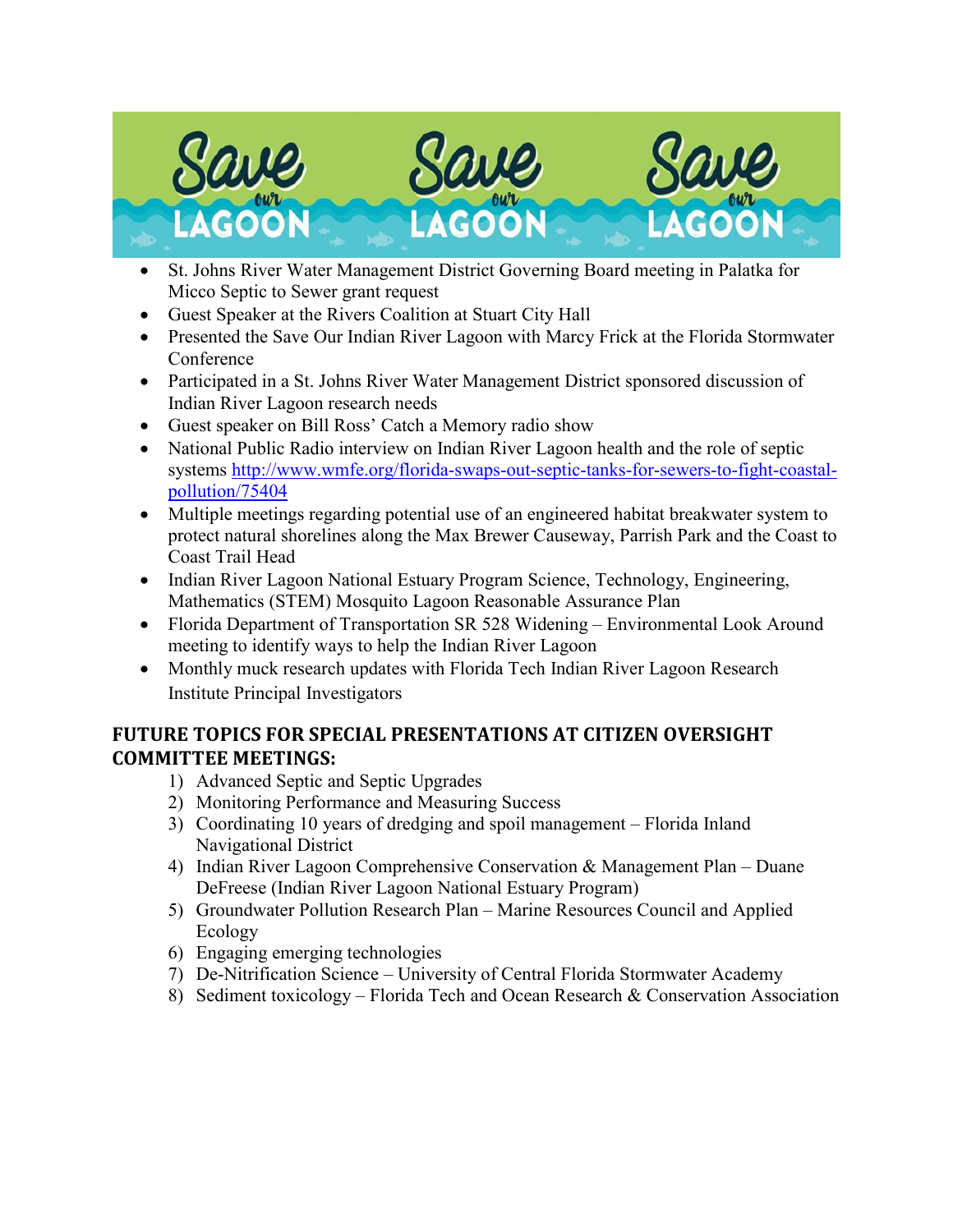- St. Johns River Water Management District Governing Board meeting in Palatka for Micco Septic to Sewer grant request
- Guest Speaker at the Rivers Coalition at Stuart City Hall
- Presented the Save Our Indian River Lagoon with Marcy Frick at the Florida Stormwater Conference
- Participated in a St. Johns River Water Management District sponsored discussion of Indian River Lagoon research needs
- Guest speaker on Bill Ross' Catch a Memory radio show
- National Public Radio interview on Indian River Lagoon health and the role of septic systems http://www.wmfe.org/florida-swaps-out-septic-tanks-for-sewers-to-fight-coastal-pollution/75404
- Multiple meetings regarding potential use of an engineered habitat breakwater system to protect natural shorelines along the Max Brewer Causeway, Parrish Park and the Coast to Coast Trail Head
- Indian River Lagoon National Estuary Program Science, Technology, Engineering, Mathematics (STEM) Mosquito Lagoon Reasonable Assurance Plan
- Florida Department of Transportation SR 528 Widening – Environmental Look Around meeting to identify ways to help the Indian River Lagoon
- Monthly muck research updates with Florida Tech Indian River Lagoon Research Institute Principal Investigators

## FUTURE TOPICS FOR SPECIAL PRESENTATIONS AT CITIZEN OVERSIGHT COMMITTEE MEETINGS:

1) Advanced Septic and Septic Upgrades
2) Monitoring Performance and Measuring Success
3) Coordinating 10 years of dredging and spoil management – Florida Inland Navigational District
4) Indian River Lagoon Comprehensive Conservation & Management Plan – Duane DeFreese (Indian River Lagoon National Estuary Program)
5) Groundwater Pollution Research Plan – Marine Resources Council and Applied Ecology
6) Engaging emerging technologies
7) De-Nitrification Science – University of Central Florida Stormwater Academy
8) Sediment toxicology – Florida Tech and Ocean Research & Conservation Association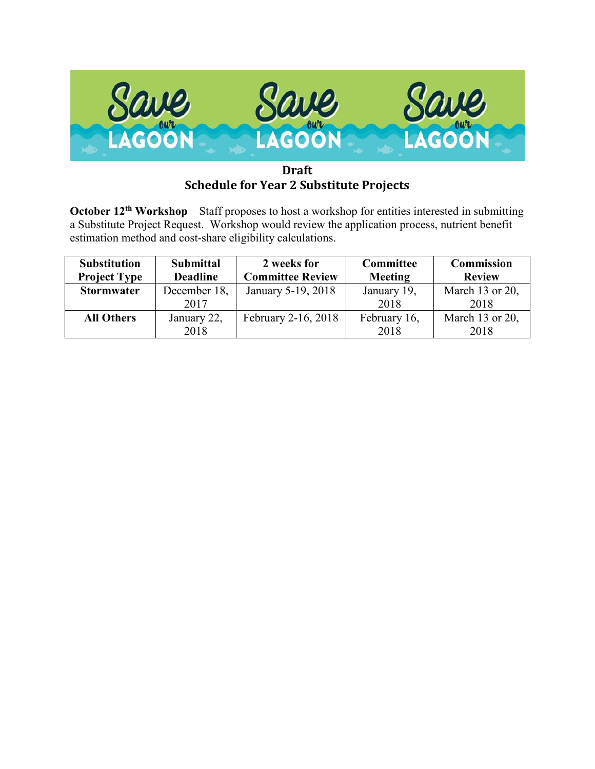**Draft**
**Schedule for Year 2 Substitute Projects**

**October 12th Workshop** – Staff proposes to host a workshop for entities interested in submitting a Substitute Project Request. Workshop would review the application process, nutrient benefit estimation method and cost-share eligibility calculations.

| Substitution Project Type | Submittal Deadline | 2 weeks for Committee Review | Committee Meeting | Commission Review |
|---|---|---|---|---|
| **Stormwater** | December 18, 2017 | January 5-19, 2018 | January 19, 2018 | March 13 or 20, 2018 |
| **All Others** | January 22, 2018 | February 2-16, 2018 | February 16, 2018 | March 13 or 20, 2018 |